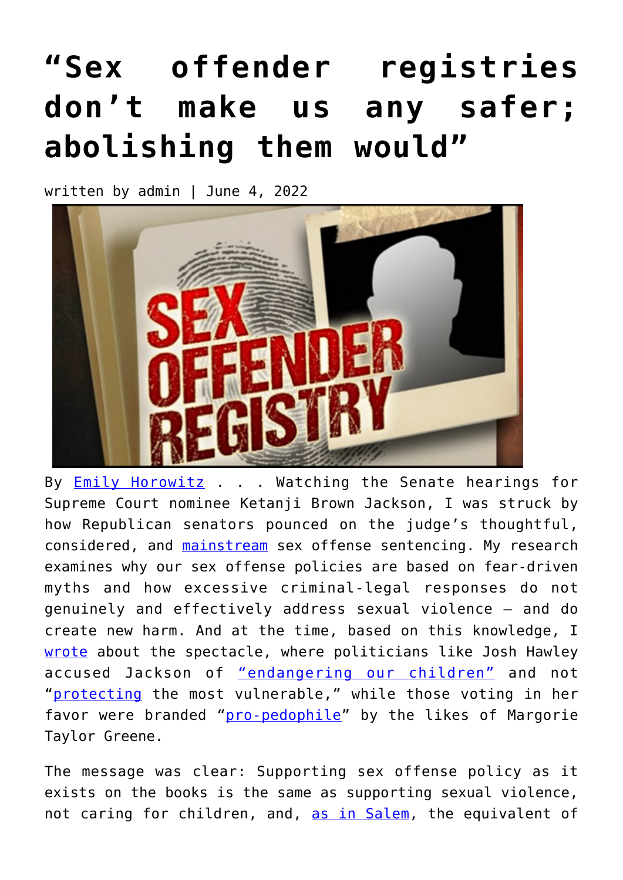# “Sex offender registries don’t make us any safer; abolishing them would”

written by admin | June 4, 2022

By Emily Horowitz . . . Watching the Senate hearings for Supreme Court nominee Ketanji Brown Jackson, I was struck by how Republican senators pounced on the judge’s thoughtful, considered, and mainstream sex offense sentencing. My research examines why our sex offense policies are based on fear-driven myths and how excessive criminal-legal responses do not genuinely and effectively address sexual violence — and do create new harm. And at the time, based on this knowledge, I wrote about the spectacle, where politicians like Josh Hawley accused Jackson of “endangering our children” and not “protecting the most vulnerable,” while those voting in her favor were branded “pro-pedophile” by the likes of Margorie Taylor Greene.

The message was clear: Supporting sex offense policy as it exists on the books is the same as supporting sexual violence, not caring for children, and, as in Salem, the equivalent of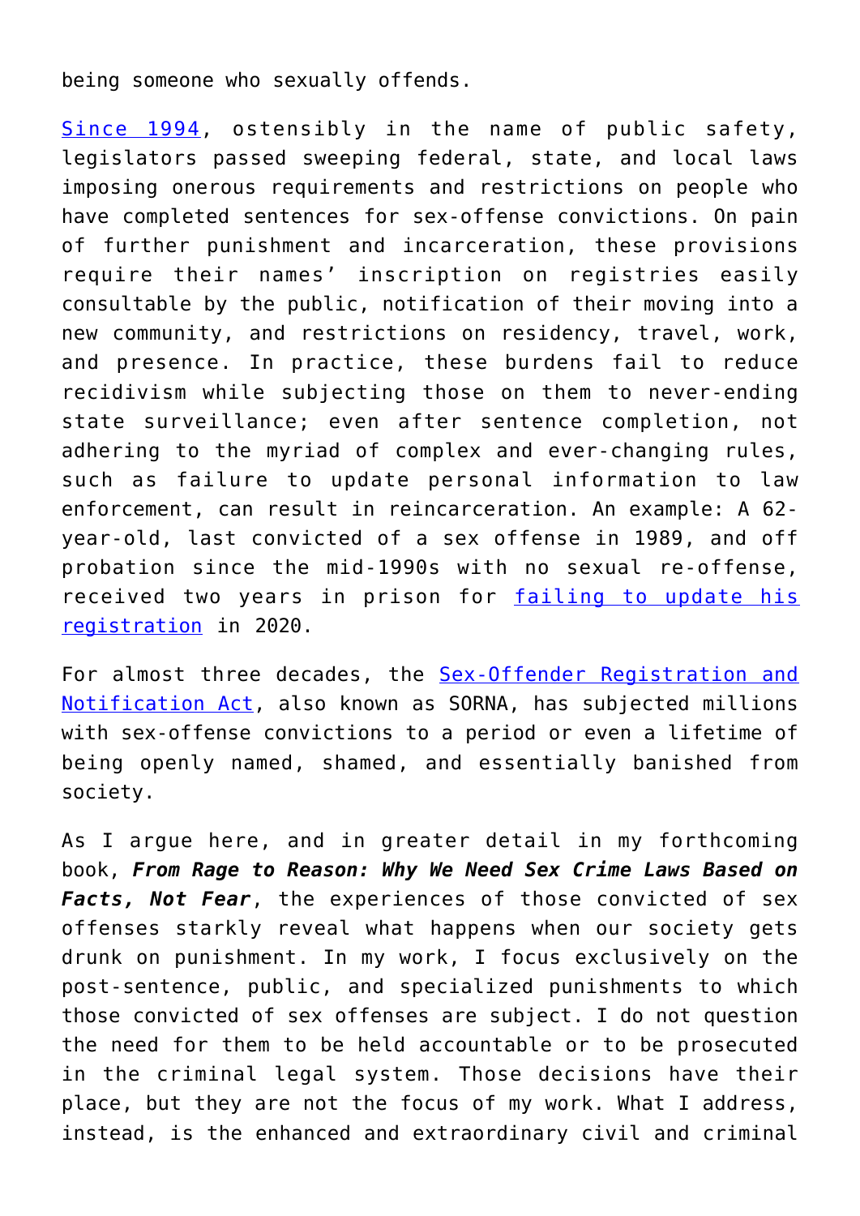being someone who sexually offends.

Since 1994, ostensibly in the name of public safety, legislators passed sweeping federal, state, and local laws imposing onerous requirements and restrictions on people who have completed sentences for sex-offense convictions. On pain of further punishment and incarceration, these provisions require their names' inscription on registries easily consultable by the public, notification of their moving into a new community, and restrictions on residency, travel, work, and presence. In practice, these burdens fail to reduce recidivism while subjecting those on them to never-ending state surveillance; even after sentence completion, not adhering to the myriad of complex and ever-changing rules, such as failure to update personal information to law enforcement, can result in reincarceration. An example: A 62-year-old, last convicted of a sex offense in 1989, and off probation since the mid-1990s with no sexual re-offense, received two years in prison for failing to update his registration in 2020.

For almost three decades, the Sex-Offender Registration and Notification Act, also known as SORNA, has subjected millions with sex-offense convictions to a period or even a lifetime of being openly named, shamed, and essentially banished from society.

As I argue here, and in greater detail in my forthcoming book, ***From Rage to Reason: Why We Need Sex Crime Laws Based on Facts, Not Fear***, the experiences of those convicted of sex offenses starkly reveal what happens when our society gets drunk on punishment. In my work, I focus exclusively on the post-sentence, public, and specialized punishments to which those convicted of sex offenses are subject. I do not question the need for them to be held accountable or to be prosecuted in the criminal legal system. Those decisions have their place, but they are not the focus of my work. What I address, instead, is the enhanced and extraordinary civil and criminal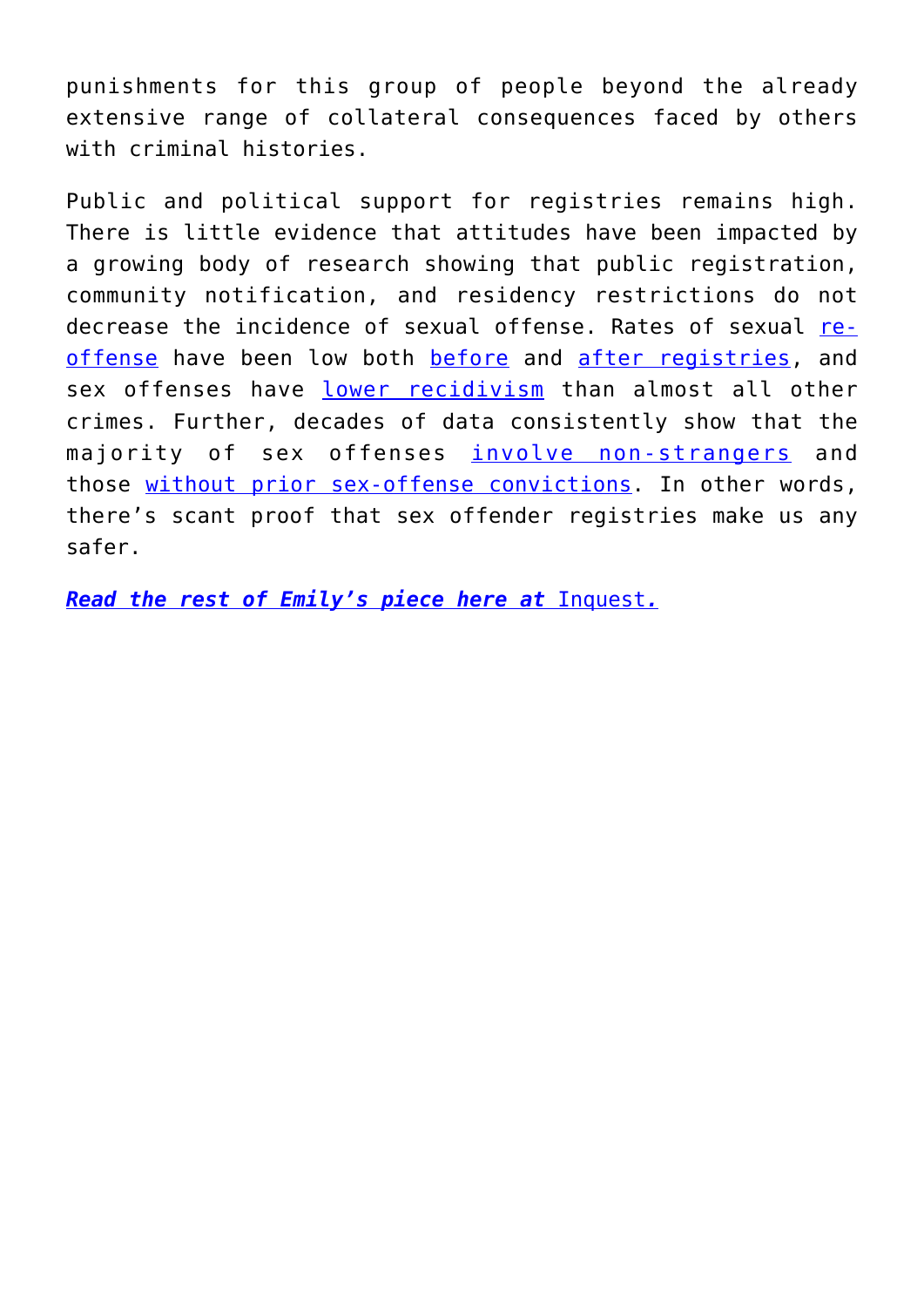punishments for this group of people beyond the already extensive range of collateral consequences faced by others with criminal histories.

Public and political support for registries remains high. There is little evidence that attitudes have been impacted by a growing body of research showing that public registration, community notification, and residency restrictions do not decrease the incidence of sexual offense. Rates of sexual re-offense have been low both before and after registries, and sex offenses have lower recidivism than almost all other crimes. Further, decades of data consistently show that the majority of sex offenses involve non-strangers and those without prior sex-offense convictions. In other words, there's scant proof that sex offender registries make us any safer.

***Read the rest of Emily's piece here at*** Inquest*.*